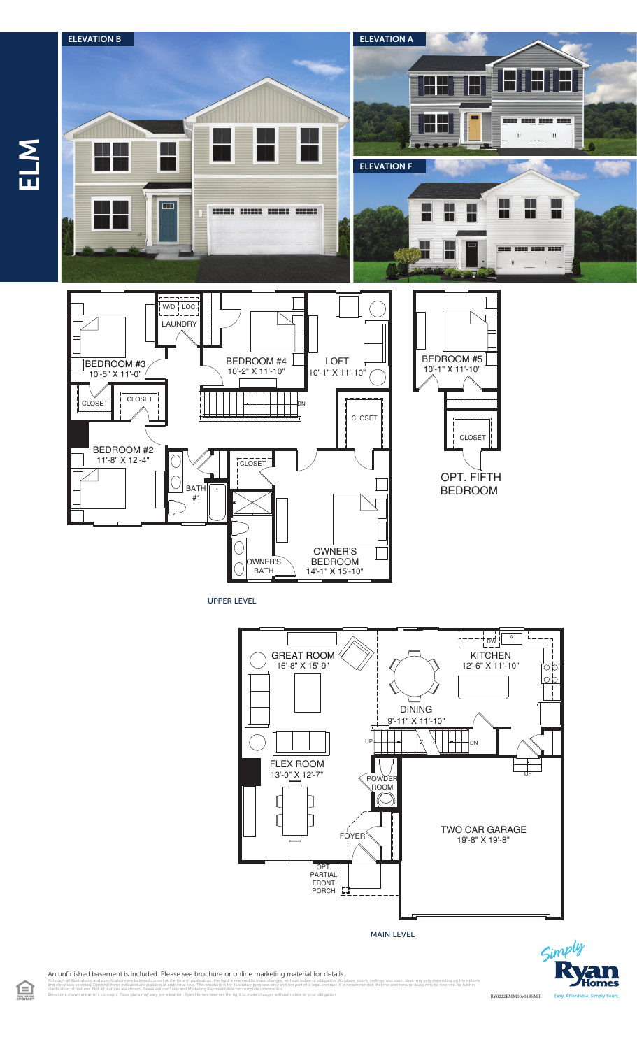# ELM

ELEVATION B

ELEVATION A

ELEVATION F

## UPPER LEVEL

- BEDROOM #3 — 10'-5" X 11'-0"
- W/D, LOC., LAUNDRY
- BEDROOM #4 — 10'-2" X 11'-10"
- LOFT — 10'-1" X 11'-10"
- CLOSET
- CLOSET
- DN
- CLOSET
- BEDROOM #2 — 11'-8" X 12'-4"
- BATH #1
- CLOSET
- OWNER'S BATH
- OWNER'S BEDROOM — 14'-1" X 15'-10"

### OPT. FIFTH BEDROOM

- BEDROOM #5 — 10'-1" X 11'-10"
- CLOSET

## MAIN LEVEL

- GREAT ROOM — 16'-8" X 15'-9"
- KITCHEN — 12'-6" X 11'-10"
- DW
- DINING — 9'-11" X 11'-10"
- UP
- DN
- FLEX ROOM — 13'-0" X 12'-7"
- POWDER ROOM
- UP
- TWO CAR GARAGE — 19'-8" X 19'-8"
- FOYER
- OPT. PARTIAL FRONT PORCH

An unfinished basement is included. Please see brochure or online marketing material for details.

Although all illustrations and specifications are believed correct at the time of publication, the right is reserved to make changes, without notice or obligation. Windows, doors, ceilings, and room sizes may vary depending on the options and elevations selected. Optional items indicated are available at additional cost. This brochure is for illustrative purposes only and not part of a legal contract. It is recommended that the architectural blueprints be reserved for further clarification of features. Not all features are shown. Please ask our Sales and Marketing Representative for complete information. Elevations shown are artist's concepts. Floor plans may vary per elevation. Ryan Homes reserves the right to make changes without notice or prior obligation.

RY0222EMM00v01BSMT

Simply Ryan Homes — Easy, Affordable, Simply Yours.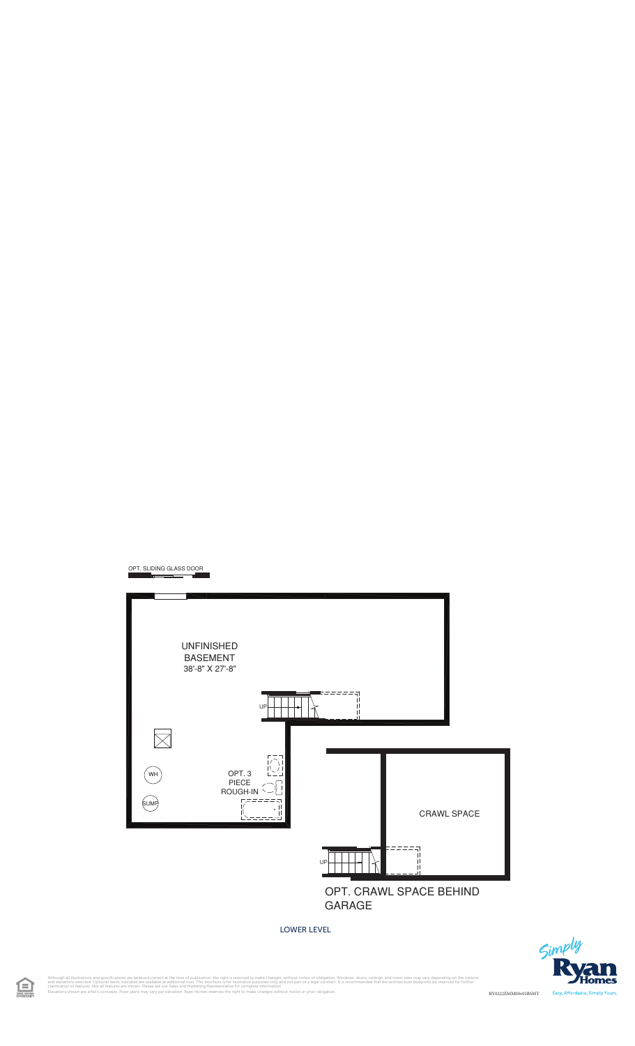OPT. SLIDING GLASS DOOR

UNFINISHED BASEMENT
38'-8" X 27'-8"

UP

WH

SUMP

OPT. 3 PIECE ROUGH-IN

CRAWL SPACE

UP

OPT. CRAWL SPACE BEHIND GARAGE

LOWER LEVEL

Although all illustrations and specifications are believed correct at the time of publication, the right is reserved to make changes, without notice or obligation. Windows, doors, ceilings, and room sizes may vary depending on the options and elevations selected. Optional items indicated are available at additional cost. This brochure is for illustrative purposes only and not part of a legal contract. It is recommended that the architectural blueprints be reviewed for further clarification of features. Not all features are shown. Please ask our Sales and Marketing Representative for complete information.
Elevations shown are artist's concepts. Floor plans may vary per elevation. Ryan Homes reserves the right to make changes without notice or prior obligation.

RY0222EMM00v01BSMT

Simply Ryan Homes

Easy, Affordable, Simply Yours.